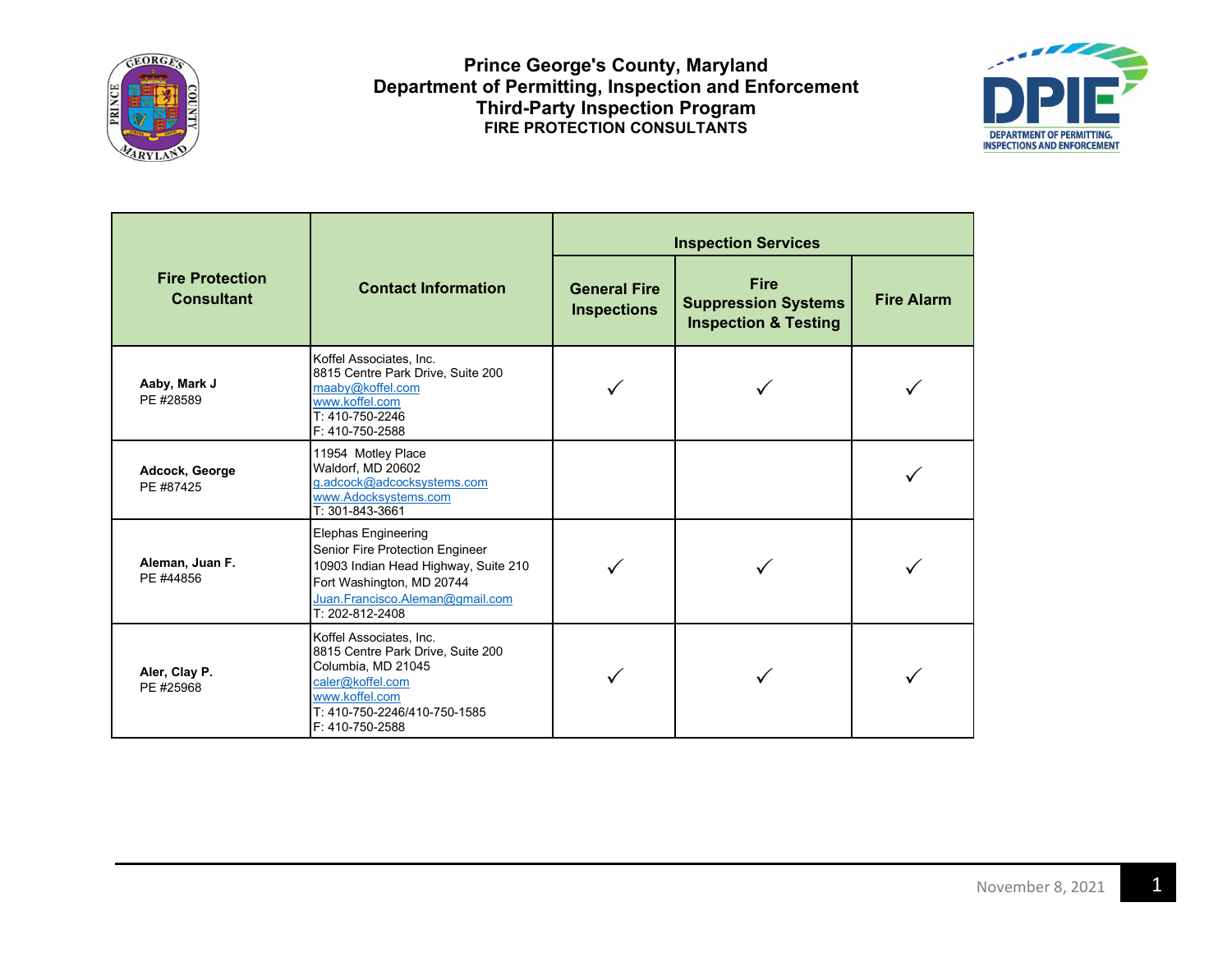# Prince George's County, Maryland
## Department of Permitting, Inspection and Enforcement
## Third-Party Inspection Program
### FIRE PROTECTION CONSULTANTS

| Fire Protection Consultant | Contact Information | Inspection Services | | |
|---|---|---|---|---|
| | | General Fire Inspections | Fire Suppression Systems Inspection & Testing | Fire Alarm |
| **Aaby, Mark J** PE #28589 | Koffel Associates, Inc.<br>8815 Centre Park Drive, Suite 200<br>maaby@koffel.com<br>www.koffel.com<br>T: 410-750-2246<br>F: 410-750-2588 | ✓ | ✓ | ✓ |
| **Adcock, George** PE #87425 | 11954 Motley Place<br>Waldorf, MD 20602<br>g.adcock@adcocksystems.com<br>www.Adocksystems.com<br>T: 301-843-3661 | | | ✓ |
| **Aleman, Juan F.** PE #44856 | Elephas Engineering<br>Senior Fire Protection Engineer<br>10903 Indian Head Highway, Suite 210<br>Fort Washington, MD 20744<br>Juan.Francisco.Aleman@gmail.com<br>T: 202-812-2408 | ✓ | ✓ | ✓ |
| **Aler, Clay P.** PE #25968 | Koffel Associates, Inc.<br>8815 Centre Park Drive, Suite 200<br>Columbia, MD 21045<br>caler@koffel.com<br>www.koffel.com<br>T: 410-750-2246/410-750-1585<br>F: 410-750-2588 | ✓ | ✓ | ✓ |

November 8, 2021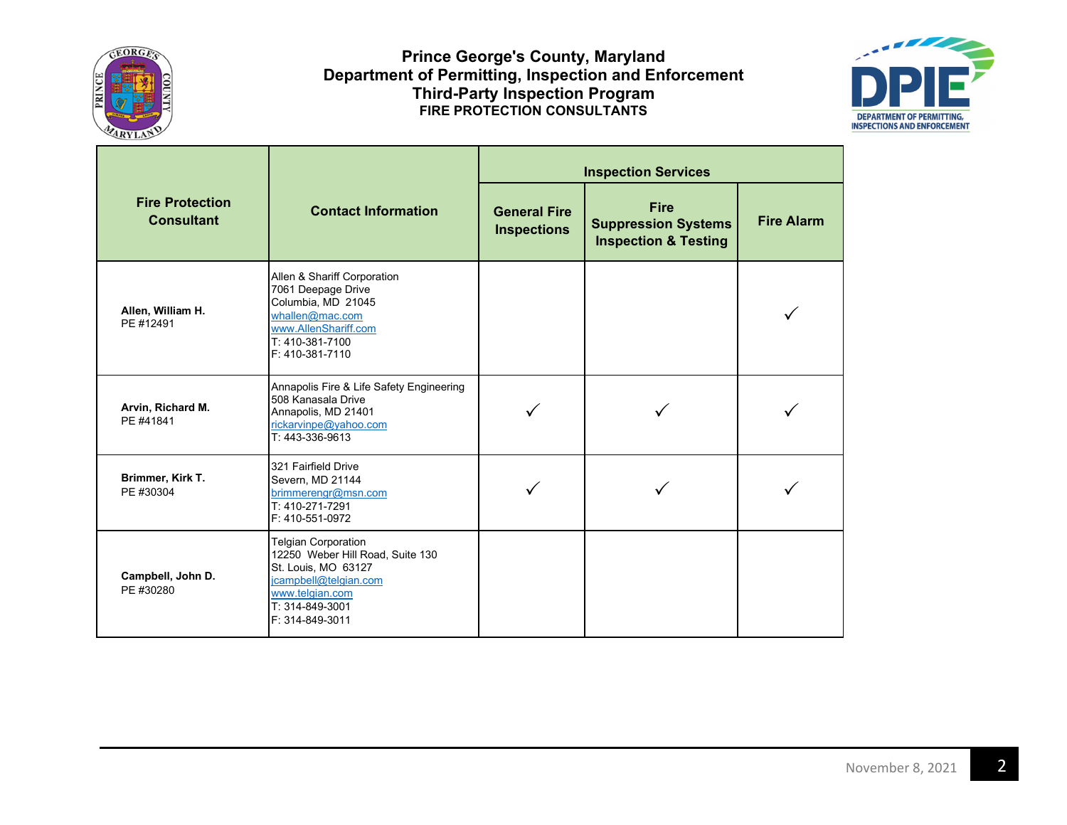# Prince George's County, Maryland
## Department of Permitting, Inspection and Enforcement
## Third-Party Inspection Program
### FIRE PROTECTION CONSULTANTS

| Fire Protection Consultant | Contact Information | Inspection Services | | |
|---|---|---|---|---|
| | | General Fire Inspections | Fire Suppression Systems Inspection & Testing | Fire Alarm |
| **Allen, William H.**<br>PE #12491 | Allen & Shariff Corporation<br>7061 Deepage Drive<br>Columbia, MD 21045<br>whallen@mac.com<br>www.AllenShariff.com<br>T: 410-381-7100<br>F: 410-381-7110 | | | ✓ |
| **Arvin, Richard M.**<br>PE #41841 | Annapolis Fire & Life Safety Engineering<br>508 Kanasala Drive<br>Annapolis, MD 21401<br>rickarvinpe@yahoo.com<br>T: 443-336-9613 | ✓ | ✓ | ✓ |
| **Brimmer, Kirk T.**<br>PE #30304 | 321 Fairfield Drive<br>Severn, MD 21144<br>brimmerengr@msn.com<br>T: 410-271-7291<br>F: 410-551-0972 | ✓ | ✓ | ✓ |
| **Campbell, John D.**<br>PE #30280 | Telgian Corporation<br>12250 Weber Hill Road, Suite 130<br>St. Louis, MO 63127<br>jcampbell@telgian.com<br>www.telgian.com<br>T: 314-849-3001<br>F: 314-849-3011 | | | |

November 8, 2021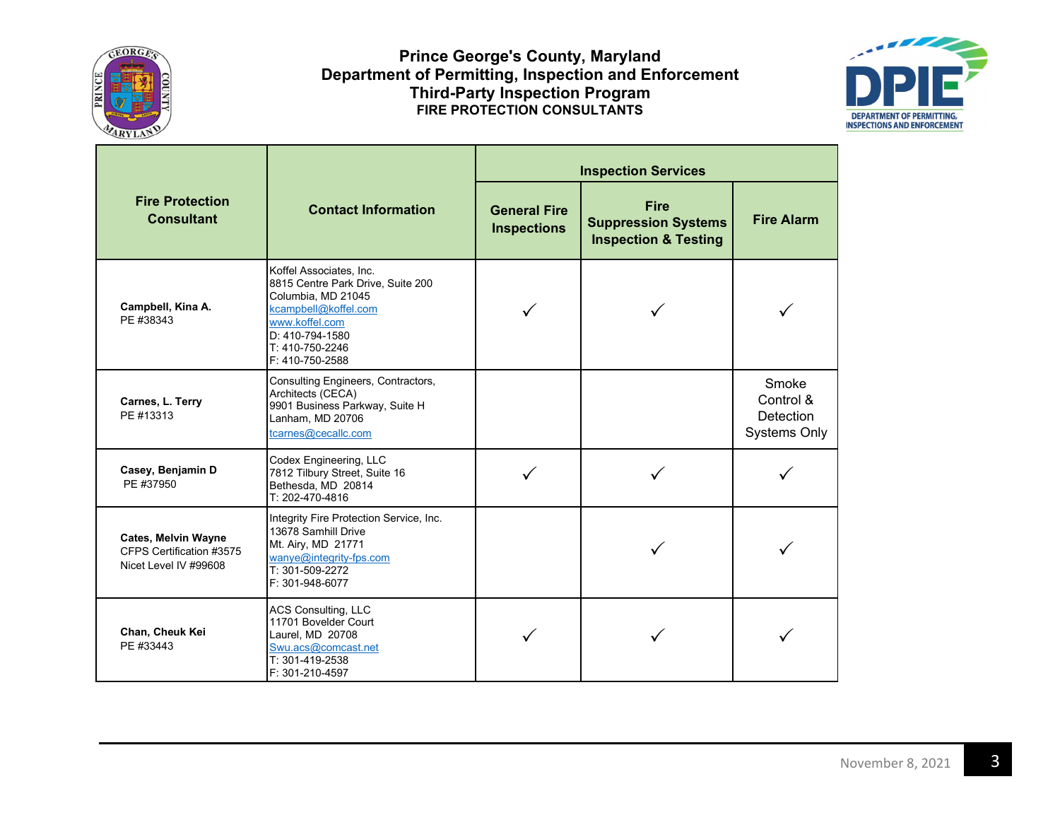# Prince George's County, Maryland
## Department of Permitting, Inspection and Enforcement
## Third-Party Inspection Program
### FIRE PROTECTION CONSULTANTS

| Fire Protection Consultant | Contact Information | Inspection Services | | |
|---|---|---|---|---|
| | | General Fire Inspections | Fire Suppression Systems Inspection & Testing | Fire Alarm |
| **Campbell, Kina A.**<br>PE #38343 | Koffel Associates, Inc.<br>8815 Centre Park Drive, Suite 200<br>Columbia, MD 21045<br>kcampbell@koffel.com<br>www.koffel.com<br>D: 410-794-1580<br>T: 410-750-2246<br>F: 410-750-2588 | ✓ | ✓ | ✓ |
| **Carnes, L. Terry**<br>PE #13313 | Consulting Engineers, Contractors, Architects (CECA)<br>9901 Business Parkway, Suite H<br>Lanham, MD 20706<br>tcarnes@cecallc.com | | | Smoke Control & Detection Systems Only |
| **Casey, Benjamin D**<br>PE #37950 | Codex Engineering, LLC<br>7812 Tilbury Street, Suite 16<br>Bethesda, MD 20814<br>T: 202-470-4816 | ✓ | ✓ | ✓ |
| **Cates, Melvin Wayne**<br>CFPS Certification #3575<br>Nicet Level IV #99608 | Integrity Fire Protection Service, Inc.<br>13678 Samhill Drive<br>Mt. Airy, MD 21771<br>wanye@integrity-fps.com<br>T: 301-509-2272<br>F: 301-948-6077 | | ✓ | ✓ |
| **Chan, Cheuk Kei**<br>PE #33443 | ACS Consulting, LLC<br>11701 Bovelder Court<br>Laurel, MD 20708<br>Swu.acs@comcast.net<br>T: 301-419-2538<br>F: 301-210-4597 | ✓ | ✓ | ✓ |

November 8, 2021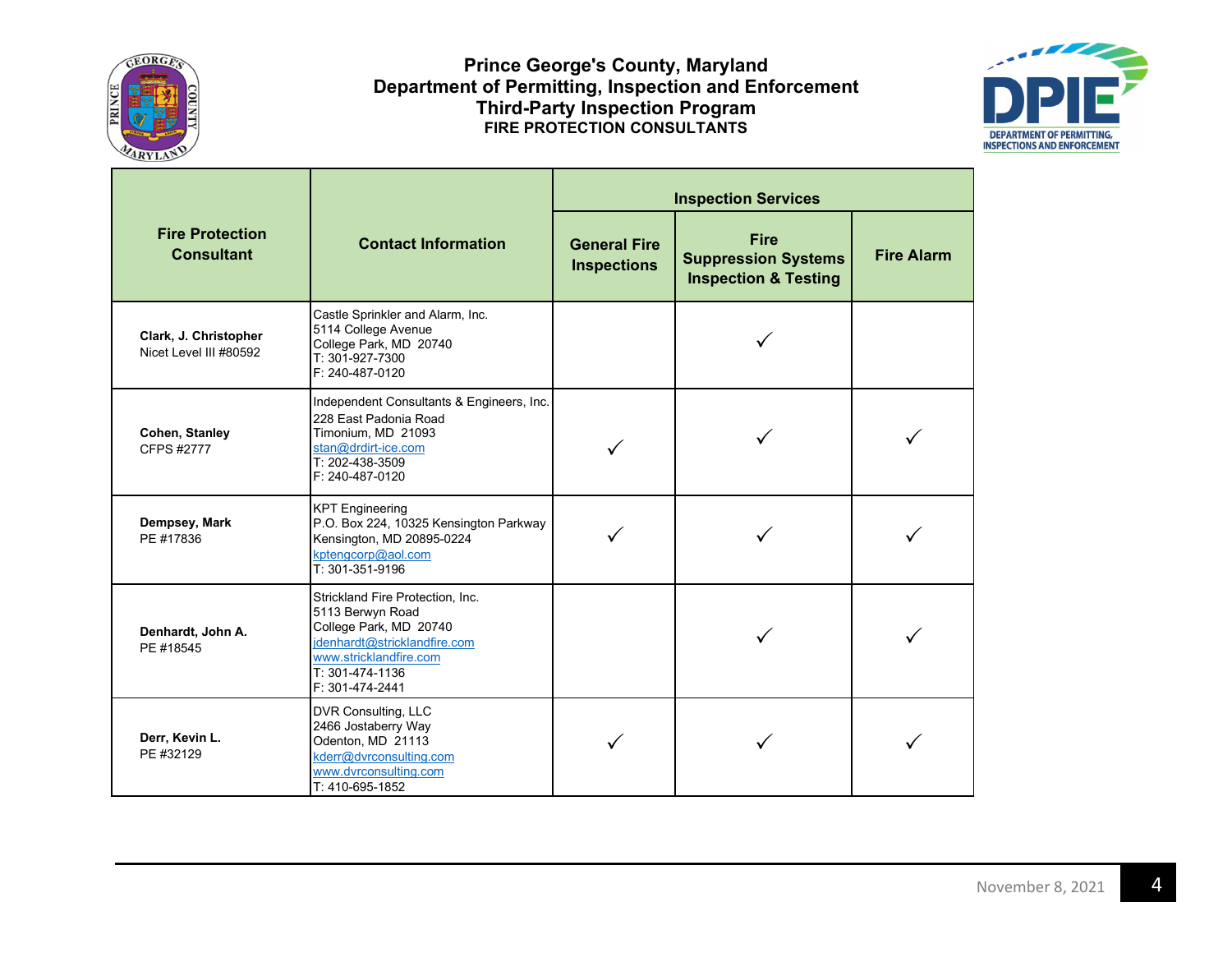# Prince George's County, Maryland
## Department of Permitting, Inspection and Enforcement
## Third-Party Inspection Program
### FIRE PROTECTION CONSULTANTS

| Fire Protection Consultant | Contact Information | Inspection Services | | |
|---|---|---|---|---|
| | | General Fire Inspections | Fire Suppression Systems Inspection & Testing | Fire Alarm |
| **Clark, J. Christopher**<br>Nicet Level III #80592 | Castle Sprinkler and Alarm, Inc.<br>5114 College Avenue<br>College Park, MD 20740<br>T: 301-927-7300<br>F: 240-487-0120 | | ✓ | |
| **Cohen, Stanley**<br>CFPS #2777 | Independent Consultants & Engineers, Inc.<br>228 East Padonia Road<br>Timonium, MD 21093<br>stan@drdirt-ice.com<br>T: 202-438-3509<br>F: 240-487-0120 | ✓ | ✓ | ✓ |
| **Dempsey, Mark**<br>PE #17836 | KPT Engineering<br>P.O. Box 224, 10325 Kensington Parkway<br>Kensington, MD 20895-0224<br>kptengcorp@aol.com<br>T: 301-351-9196 | ✓ | ✓ | ✓ |
| **Denhardt, John A.**<br>PE #18545 | Strickland Fire Protection, Inc.<br>5113 Berwyn Road<br>College Park, MD 20740<br>jdenhardt@stricklandfire.com<br>www.stricklandfire.com<br>T: 301-474-1136<br>F: 301-474-2441 | | ✓ | ✓ |
| **Derr, Kevin L.**<br>PE #32129 | DVR Consulting, LLC<br>2466 Jostaberry Way<br>Odenton, MD 21113<br>kderr@dvrconsulting.com<br>www.dvrconsulting.com<br>T: 410-695-1852 | ✓ | ✓ | ✓ |

November 8, 2021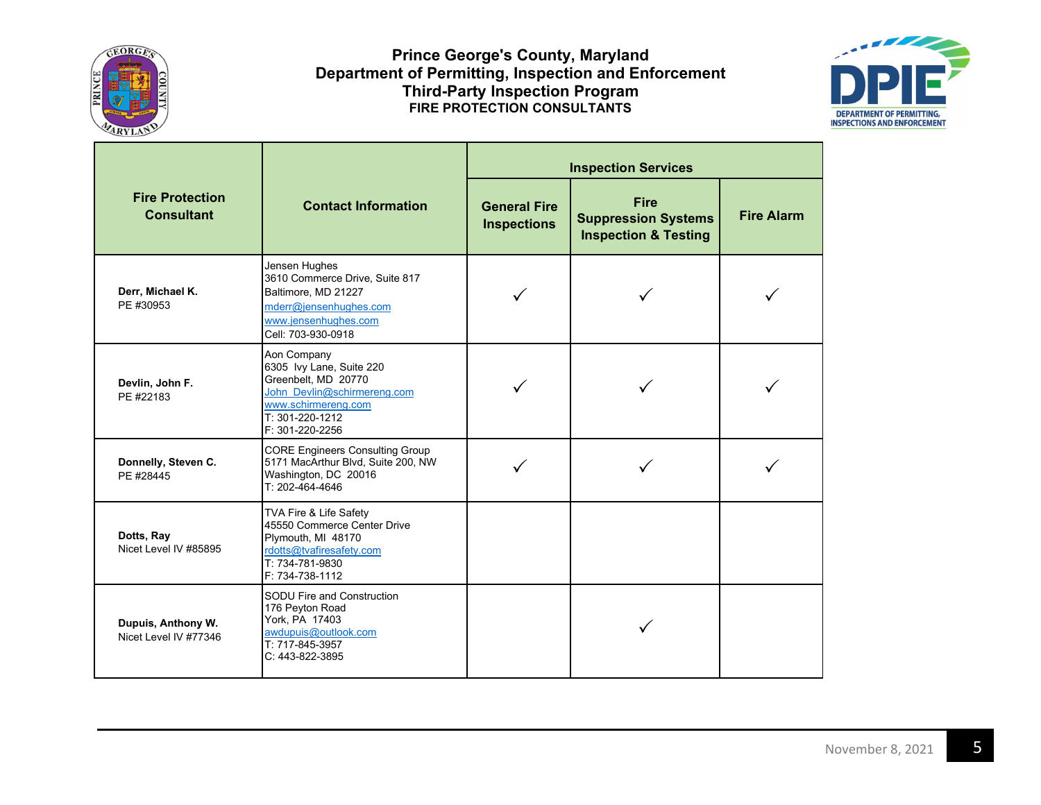# Prince George's County, Maryland
## Department of Permitting, Inspection and Enforcement
## Third-Party Inspection Program
### FIRE PROTECTION CONSULTANTS

| Fire Protection Consultant | Contact Information | Inspection Services | | |
|---|---|---|---|---|
| | | General Fire Inspections | Fire Suppression Systems Inspection & Testing | Fire Alarm |
| **Derr, Michael K.**<br>PE #30953 | Jensen Hughes<br>3610 Commerce Drive, Suite 817<br>Baltimore, MD 21227<br>mderr@jensenhughes.com<br>www.jensenhughes.com<br>Cell: 703-930-0918 | ✓ | ✓ | ✓ |
| **Devlin, John F.**<br>PE #22183 | Aon Company<br>6305 Ivy Lane, Suite 220<br>Greenbelt, MD 20770<br>John_Devlin@schirmereng.com<br>www.schirmereng.com<br>T: 301-220-1212<br>F: 301-220-2256 | ✓ | ✓ | ✓ |
| **Donnelly, Steven C.**<br>PE #28445 | CORE Engineers Consulting Group<br>5171 MacArthur Blvd, Suite 200, NW<br>Washington, DC 20016<br>T: 202-464-4646 | ✓ | ✓ | ✓ |
| **Dotts, Ray**<br>Nicet Level IV #85895 | TVA Fire & Life Safety<br>45550 Commerce Center Drive<br>Plymouth, MI 48170<br>rdotts@tvafiresafety.com<br>T: 734-781-9830<br>F: 734-738-1112 | | | |
| **Dupuis, Anthony W.**<br>Nicet Level IV #77346 | SODU Fire and Construction<br>176 Peyton Road<br>York, PA 17403<br>awdupuis@outlook.com<br>T: 717-845-3957<br>C: 443-822-3895 | | ✓ | |

November 8, 2021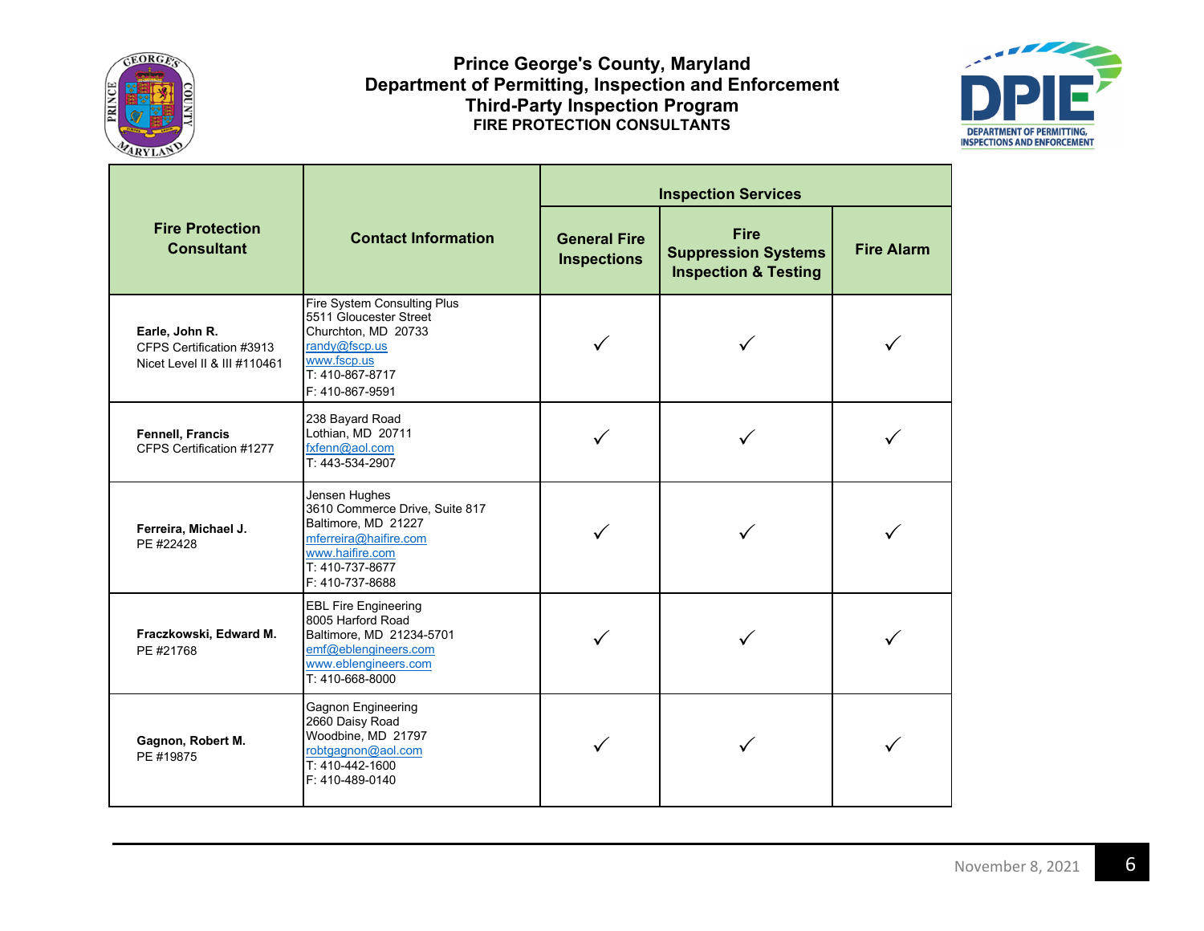# Prince George's County, Maryland
## Department of Permitting, Inspection and Enforcement
## Third-Party Inspection Program
### FIRE PROTECTION CONSULTANTS

| Fire Protection Consultant | Contact Information | Inspection Services | | |
|---|---|---|---|---|
| | | General Fire Inspections | Fire Suppression Systems Inspection & Testing | Fire Alarm |
| **Earle, John R.**<br>CFPS Certification #3913<br>Nicet Level II & III #110461 | Fire System Consulting Plus<br>5511 Gloucester Street<br>Churchton, MD 20733<br>randy@fscp.us<br>www.fscp.us<br>T: 410-867-8717<br>F: 410-867-9591 | ✓ | ✓ | ✓ |
| **Fennell, Francis**<br>CFPS Certification #1277 | 238 Bayard Road<br>Lothian, MD 20711<br>fxfenn@aol.com<br>T: 443-534-2907 | ✓ | ✓ | ✓ |
| **Ferreira, Michael J.**<br>PE #22428 | Jensen Hughes<br>3610 Commerce Drive, Suite 817<br>Baltimore, MD 21227<br>mferreira@haifire.com<br>www.haifire.com<br>T: 410-737-8677<br>F: 410-737-8688 | ✓ | ✓ | ✓ |
| **Fraczkowski, Edward M.**<br>PE #21768 | EBL Fire Engineering<br>8005 Harford Road<br>Baltimore, MD 21234-5701<br>emf@eblengineers.com<br>www.eblengineers.com<br>T: 410-668-8000 | ✓ | ✓ | ✓ |
| **Gagnon, Robert M.**<br>PE #19875 | Gagnon Engineering<br>2660 Daisy Road<br>Woodbine, MD 21797<br>robtgagnon@aol.com<br>T: 410-442-1600<br>F: 410-489-0140 | ✓ | ✓ | ✓ |

November 8, 2021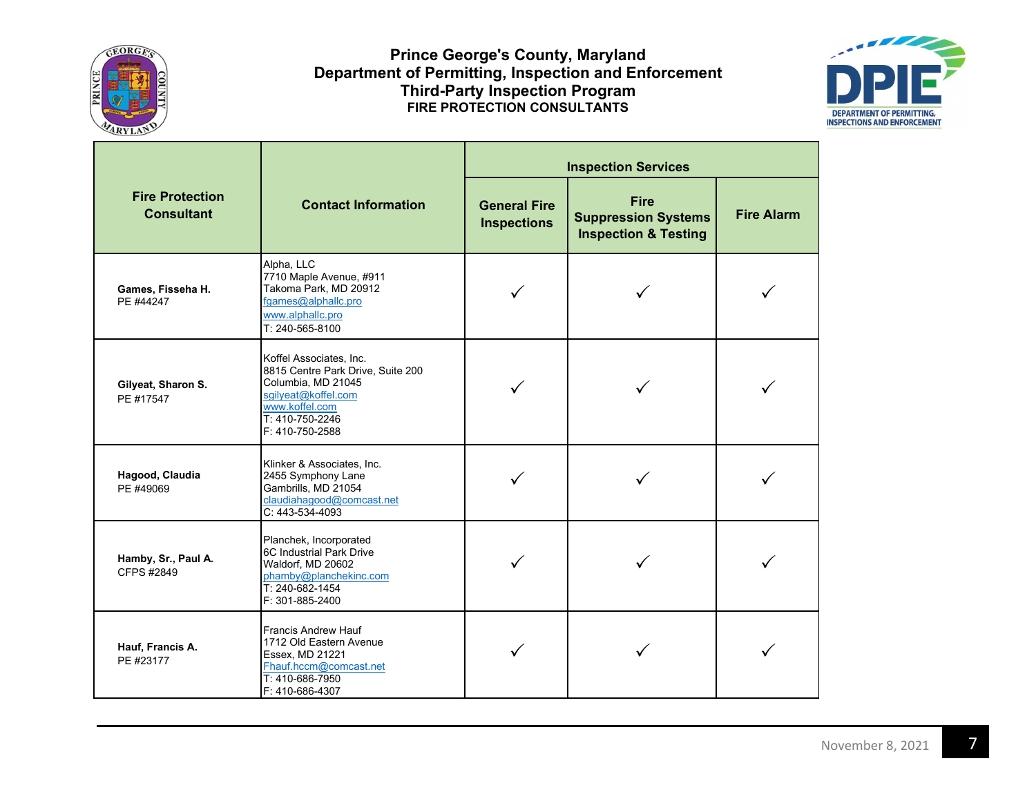# Prince George's County, Maryland
## Department of Permitting, Inspection and Enforcement
## Third-Party Inspection Program
### FIRE PROTECTION CONSULTANTS

| Fire Protection Consultant | Contact Information | Inspection Services | | |
|---|---|---|---|---|
| | | General Fire Inspections | Fire Suppression Systems Inspection & Testing | Fire Alarm |
| **Games, Fisseha H.**<br>PE #44247 | Alpha, LLC<br>7710 Maple Avenue, #911<br>Takoma Park, MD 20912<br>fgames@alphallc.pro<br>www.alphallc.pro<br>T: 240-565-8100 | ✓ | ✓ | ✓ |
| **Gilyeat, Sharon S.**<br>PE #17547 | Koffel Associates, Inc.<br>8815 Centre Park Drive, Suite 200<br>Columbia, MD 21045<br>sgilyeat@koffel.com<br>www.koffel.com<br>T: 410-750-2246<br>F: 410-750-2588 | ✓ | ✓ | ✓ |
| **Hagood, Claudia**<br>PE #49069 | Klinker & Associates, Inc.<br>2455 Symphony Lane<br>Gambrills, MD 21054<br>claudiahagood@comcast.net<br>C: 443-534-4093 | ✓ | ✓ | ✓ |
| **Hamby, Sr., Paul A.**<br>CFPS #2849 | Planchek, Incorporated<br>6C Industrial Park Drive<br>Waldorf, MD 20602<br>phamby@planchekinc.com<br>T: 240-682-1454<br>F: 301-885-2400 | ✓ | ✓ | ✓ |
| **Hauf, Francis A.**<br>PE #23177 | Francis Andrew Hauf<br>1712 Old Eastern Avenue<br>Essex, MD 21221<br>Fhauf.hccm@comcast.net<br>T: 410-686-7950<br>F: 410-686-4307 | ✓ | ✓ | ✓ |

November 8, 2021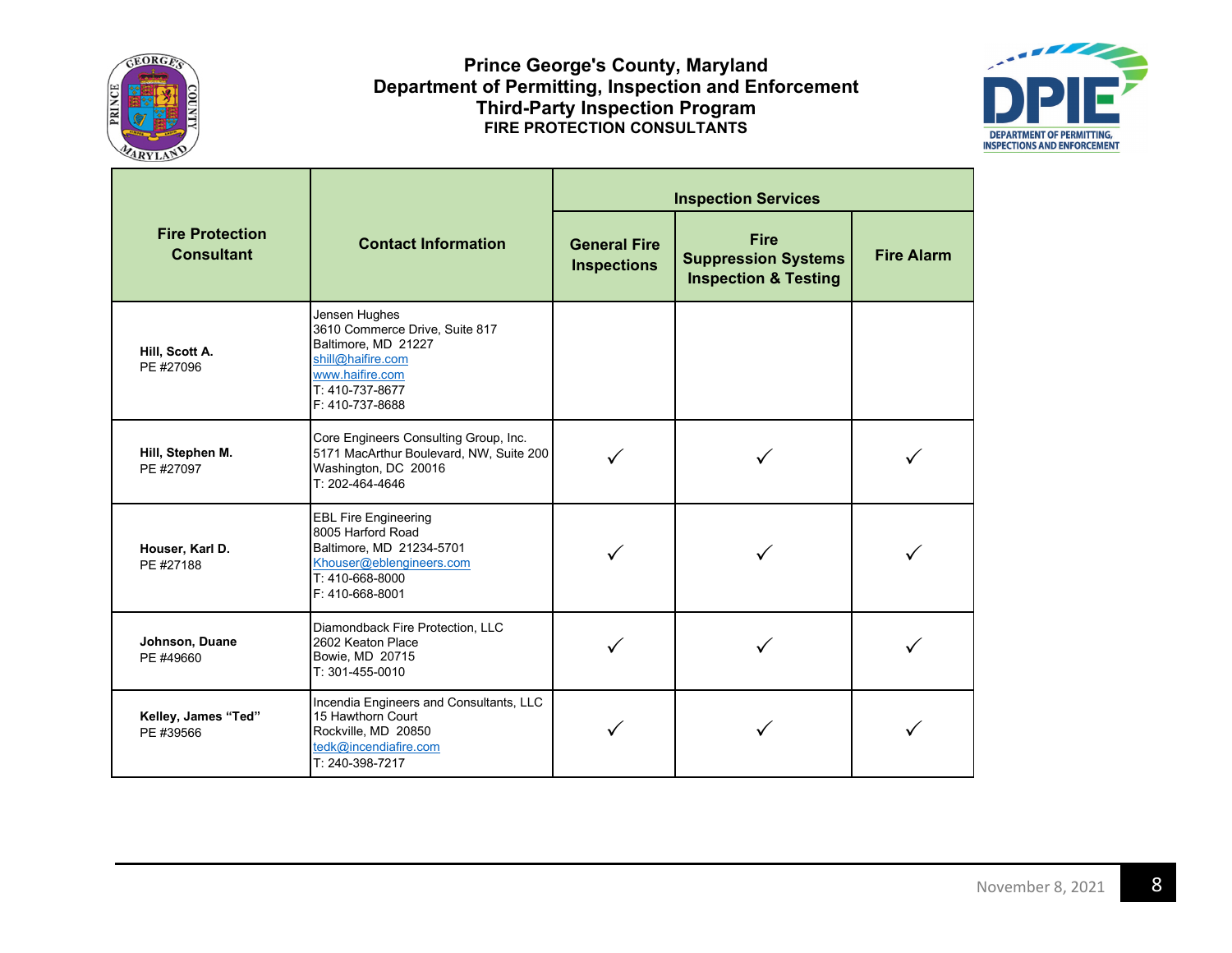# Prince George's County, Maryland
## Department of Permitting, Inspection and Enforcement
## Third-Party Inspection Program
### FIRE PROTECTION CONSULTANTS

| Fire Protection Consultant | Contact Information | Inspection Services | | |
|---|---|---|---|---|
| | | General Fire Inspections | Fire Suppression Systems Inspection & Testing | Fire Alarm |
| **Hill, Scott A.**<br>PE #27096 | Jensen Hughes<br>3610 Commerce Drive, Suite 817<br>Baltimore, MD 21227<br>shill@haifire.com<br>www.haifire.com<br>T: 410-737-8677<br>F: 410-737-8688 | | | |
| **Hill, Stephen M.**<br>PE #27097 | Core Engineers Consulting Group, Inc.<br>5171 MacArthur Boulevard, NW, Suite 200<br>Washington, DC 20016<br>T: 202-464-4646 | ✓ | ✓ | ✓ |
| **Houser, Karl D.**<br>PE #27188 | EBL Fire Engineering<br>8005 Harford Road<br>Baltimore, MD 21234-5701<br>Khouser@eblengineers.com<br>T: 410-668-8000<br>F: 410-668-8001 | ✓ | ✓ | ✓ |
| **Johnson, Duane**<br>PE #49660 | Diamondback Fire Protection, LLC<br>2602 Keaton Place<br>Bowie, MD 20715<br>T: 301-455-0010 | ✓ | ✓ | ✓ |
| **Kelley, James "Ted"**<br>PE #39566 | Incendia Engineers and Consultants, LLC<br>15 Hawthorn Court<br>Rockville, MD 20850<br>tedk@incendiafire.com<br>T: 240-398-7217 | ✓ | ✓ | ✓ |

November 8, 2021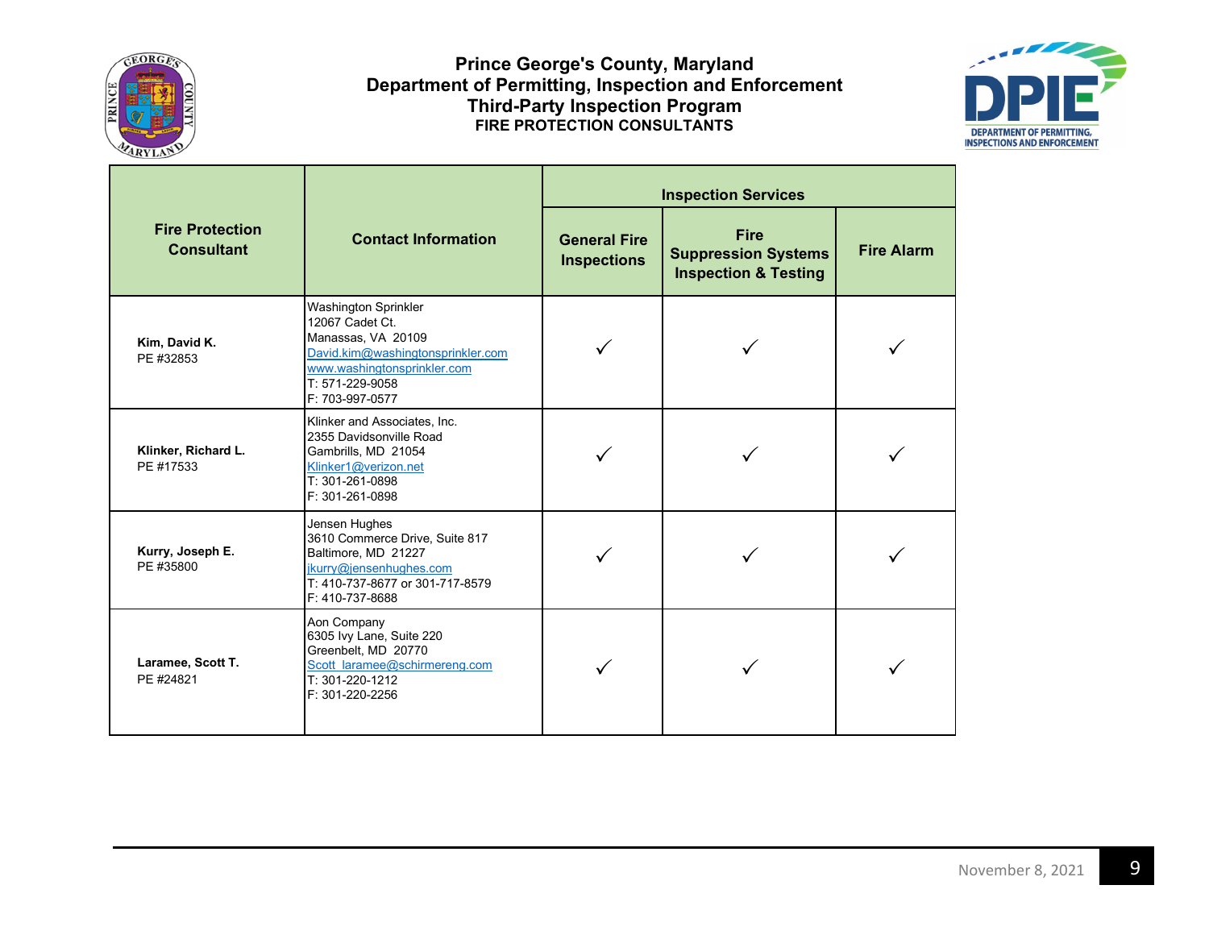# Prince George's County, Maryland
## Department of Permitting, Inspection and Enforcement
## Third-Party Inspection Program
### FIRE PROTECTION CONSULTANTS

| Fire Protection Consultant | Contact Information | Inspection Services | | |
|---|---|---|---|---|
| | | General Fire Inspections | Fire Suppression Systems Inspection & Testing | Fire Alarm |
| **Kim, David K.**<br>PE #32853 | Washington Sprinkler<br>12067 Cadet Ct.<br>Manassas, VA 20109<br>David.kim@washingtonsprinkler.com<br>www.washingtonsprinkler.com<br>T: 571-229-9058<br>F: 703-997-0577 | ✓ | ✓ | ✓ |
| **Klinker, Richard L.**<br>PE #17533 | Klinker and Associates, Inc.<br>2355 Davidsonville Road<br>Gambrills, MD 21054<br>Klinker1@verizon.net<br>T: 301-261-0898<br>F: 301-261-0898 | ✓ | ✓ | ✓ |
| **Kurry, Joseph E.**<br>PE #35800 | Jensen Hughes<br>3610 Commerce Drive, Suite 817<br>Baltimore, MD 21227<br>jkurry@jensenhughes.com<br>T: 410-737-8677 or 301-717-8579<br>F: 410-737-8688 | ✓ | ✓ | ✓ |
| **Laramee, Scott T.**<br>PE #24821 | Aon Company<br>6305 Ivy Lane, Suite 220<br>Greenbelt, MD 20770<br>Scott_laramee@schirmereng.com<br>T: 301-220-1212<br>F: 301-220-2256 | ✓ | ✓ | ✓ |

November 8, 2021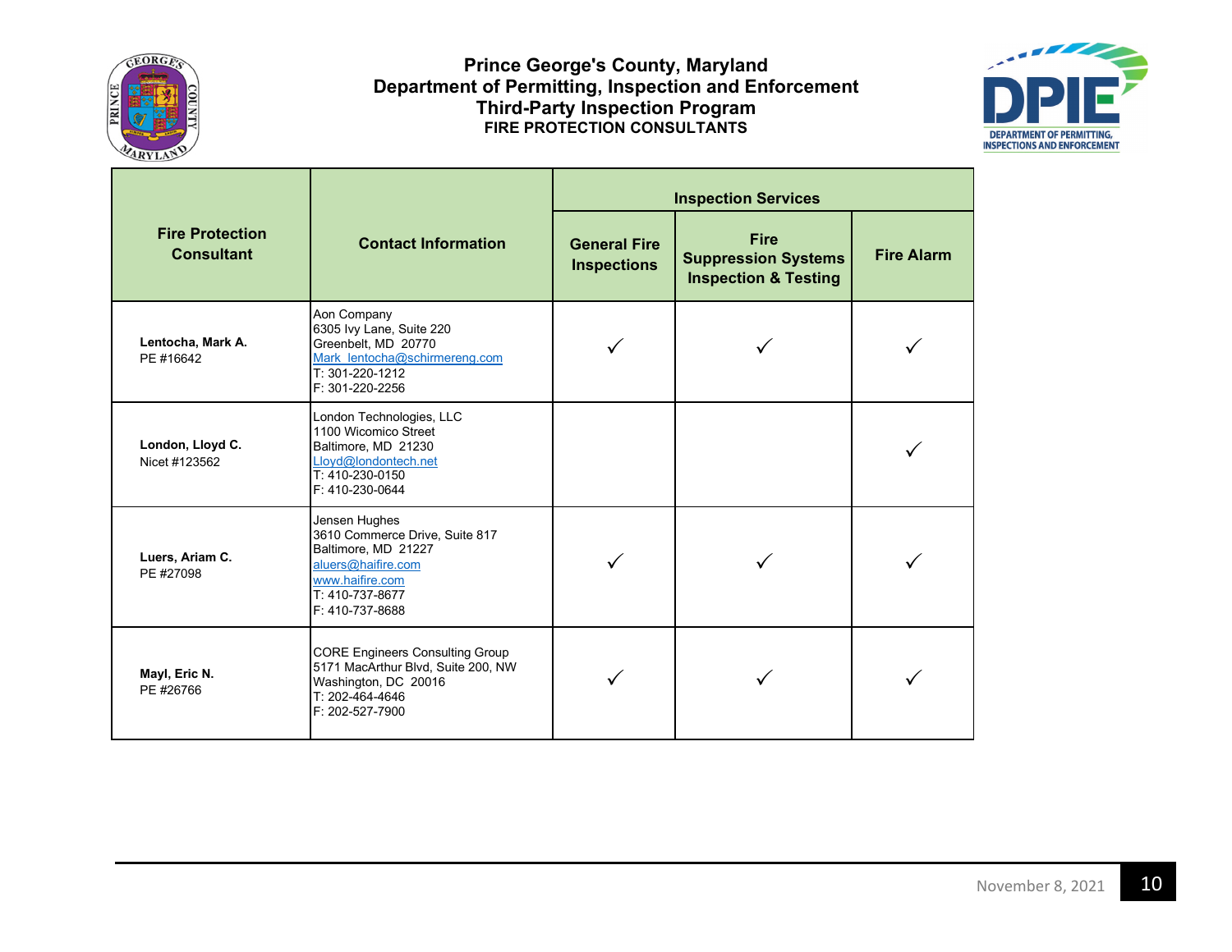# Prince George's County, Maryland
## Department of Permitting, Inspection and Enforcement
## Third-Party Inspection Program
### FIRE PROTECTION CONSULTANTS

| Fire Protection Consultant | Contact Information | Inspection Services | | |
|---|---|---|---|---|
| | | General Fire Inspections | Fire Suppression Systems Inspection & Testing | Fire Alarm |
| **Lentocha, Mark A.**<br>PE #16642 | Aon Company<br>6305 Ivy Lane, Suite 220<br>Greenbelt, MD 20770<br>Mark_lentocha@schirmereng.com<br>T: 301-220-1212<br>F: 301-220-2256 | ✓ | ✓ | ✓ |
| **London, Lloyd C.**<br>Nicet #123562 | London Technologies, LLC<br>1100 Wicomico Street<br>Baltimore, MD 21230<br>Lloyd@londontech.net<br>T: 410-230-0150<br>F: 410-230-0644 | | | ✓ |
| **Luers, Ariam C.**<br>PE #27098 | Jensen Hughes<br>3610 Commerce Drive, Suite 817<br>Baltimore, MD 21227<br>aluers@haifire.com<br>www.haifire.com<br>T: 410-737-8677<br>F: 410-737-8688 | ✓ | ✓ | ✓ |
| **Mayl, Eric N.**<br>PE #26766 | CORE Engineers Consulting Group<br>5171 MacArthur Blvd, Suite 200, NW<br>Washington, DC 20016<br>T: 202-464-4646<br>F: 202-527-7900 | ✓ | ✓ | ✓ |

November 8, 2021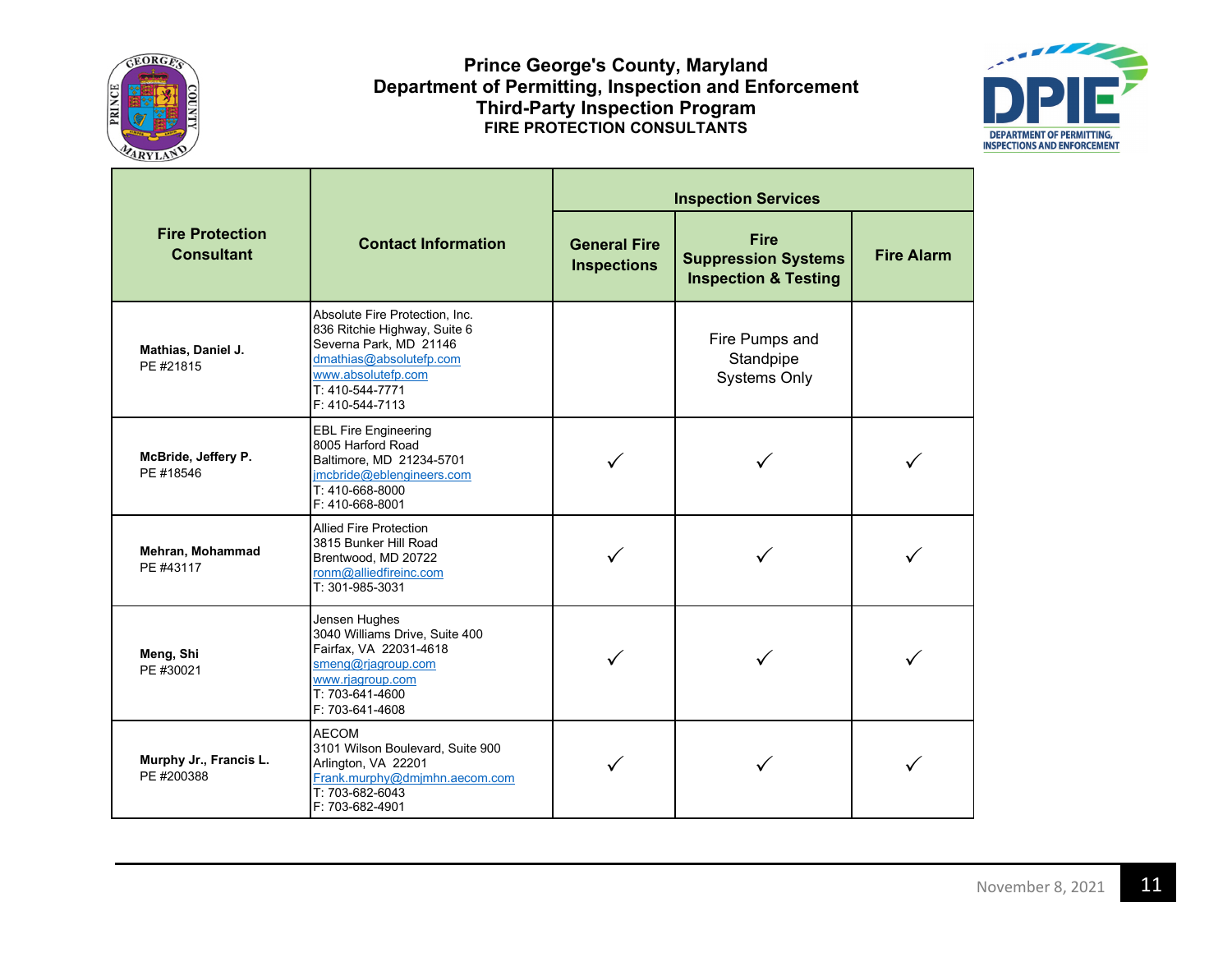# Prince George's County, Maryland
## Department of Permitting, Inspection and Enforcement
## Third-Party Inspection Program
### FIRE PROTECTION CONSULTANTS

| Fire Protection Consultant | Contact Information | Inspection Services | | |
|---|---|---|---|---|
| | | General Fire Inspections | Fire Suppression Systems Inspection & Testing | Fire Alarm |
| **Mathias, Daniel J.** PE #21815 | Absolute Fire Protection, Inc.<br>836 Ritchie Highway, Suite 6<br>Severna Park, MD 21146<br>dmathias@absolutefp.com<br>www.absolutefp.com<br>T: 410-544-7771<br>F: 410-544-7113 | | Fire Pumps and Standpipe Systems Only | |
| **McBride, Jeffery P.** PE #18546 | EBL Fire Engineering<br>8005 Harford Road<br>Baltimore, MD 21234-5701<br>jmcbride@eblengineers.com<br>T: 410-668-8000<br>F: 410-668-8001 | ✓ | ✓ | ✓ |
| **Mehran, Mohammad** PE #43117 | Allied Fire Protection<br>3815 Bunker Hill Road<br>Brentwood, MD 20722<br>ronm@alliedfireinc.com<br>T: 301-985-3031 | ✓ | ✓ | ✓ |
| **Meng, Shi** PE #30021 | Jensen Hughes<br>3040 Williams Drive, Suite 400<br>Fairfax, VA 22031-4618<br>smeng@rjagroup.com<br>www.rjagroup.com<br>T: 703-641-4600<br>F: 703-641-4608 | ✓ | ✓ | ✓ |
| **Murphy Jr., Francis L.** PE #200388 | AECOM<br>3101 Wilson Boulevard, Suite 900<br>Arlington, VA 22201<br>Frank.murphy@dmjmhn.aecom.com<br>T: 703-682-6043<br>F: 703-682-4901 | ✓ | ✓ | ✓ |

November 8, 2021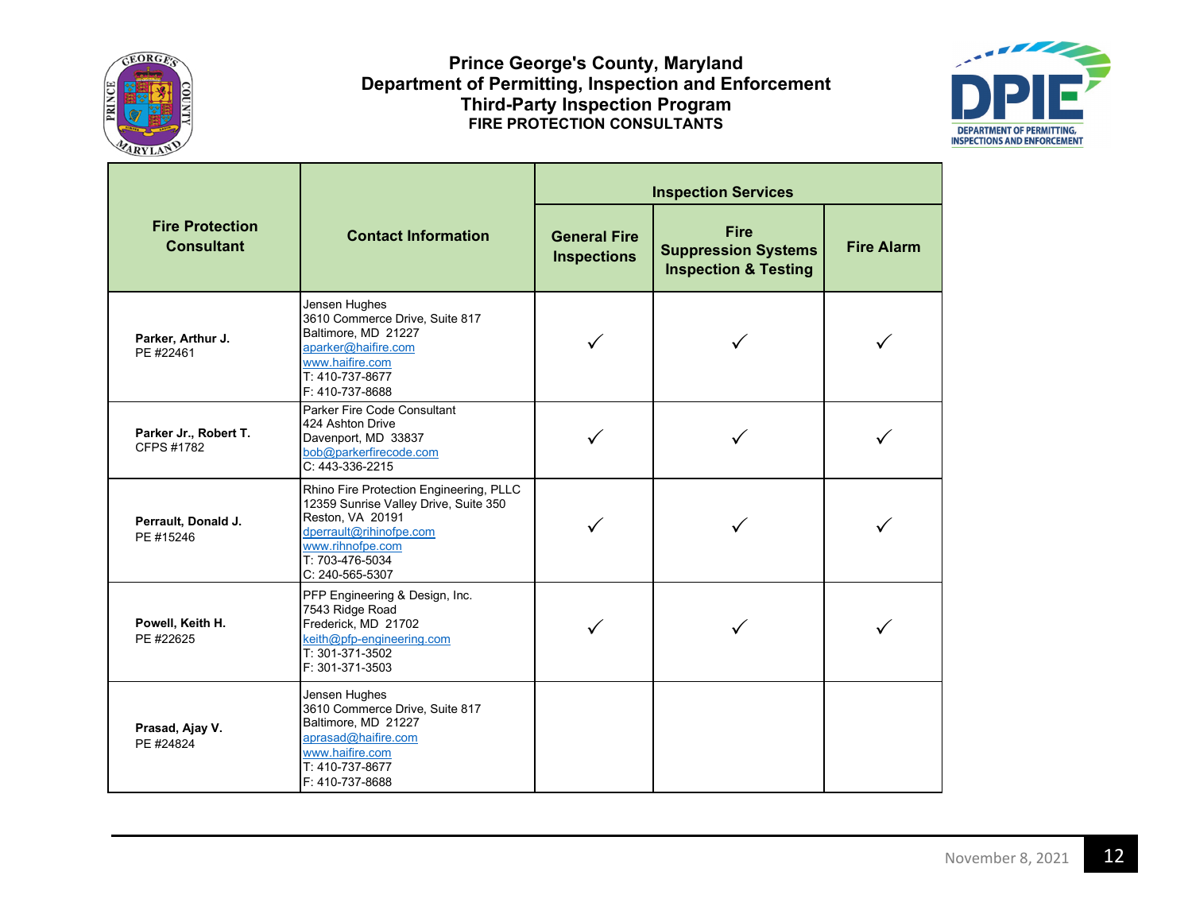# Prince George's County, Maryland
## Department of Permitting, Inspection and Enforcement
## Third-Party Inspection Program
### FIRE PROTECTION CONSULTANTS

| Fire Protection Consultant | Contact Information | Inspection Services | | |
|---|---|---|---|---|
| | | General Fire Inspections | Fire Suppression Systems Inspection & Testing | Fire Alarm |
| **Parker, Arthur J.**<br>PE #22461 | Jensen Hughes<br>3610 Commerce Drive, Suite 817<br>Baltimore, MD 21227<br>aparker@haifire.com<br>www.haifire.com<br>T: 410-737-8677<br>F: 410-737-8688 | ✓ | ✓ | ✓ |
| **Parker Jr., Robert T.**<br>CFPS #1782 | Parker Fire Code Consultant<br>424 Ashton Drive<br>Davenport, MD 33837<br>bob@parkerfirecode.com<br>C: 443-336-2215 | ✓ | ✓ | ✓ |
| **Perrault, Donald J.**<br>PE #15246 | Rhino Fire Protection Engineering, PLLC<br>12359 Sunrise Valley Drive, Suite 350<br>Reston, VA 20191<br>dperrault@rihinofpe.com<br>www.rihnofpe.com<br>T: 703-476-5034<br>C: 240-565-5307 | ✓ | ✓ | ✓ |
| **Powell, Keith H.**<br>PE #22625 | PFP Engineering & Design, Inc.<br>7543 Ridge Road<br>Frederick, MD 21702<br>keith@pfp-engineering.com<br>T: 301-371-3502<br>F: 301-371-3503 | ✓ | ✓ | ✓ |
| **Prasad, Ajay V.**<br>PE #24824 | Jensen Hughes<br>3610 Commerce Drive, Suite 817<br>Baltimore, MD 21227<br>aprasad@haifire.com<br>www.haifire.com<br>T: 410-737-8677<br>F: 410-737-8688 | | | |

November 8, 2021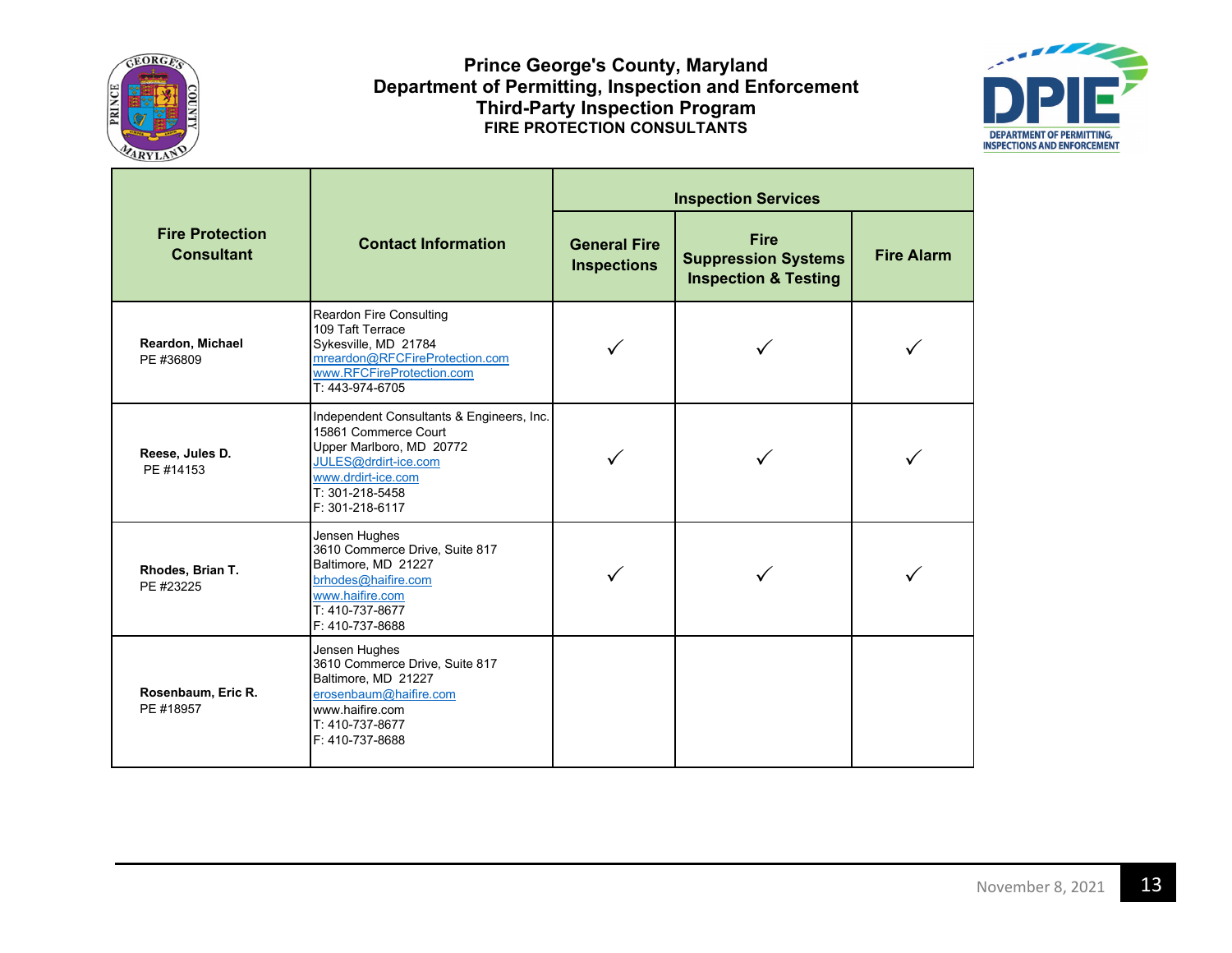# Prince George's County, Maryland
## Department of Permitting, Inspection and Enforcement
## Third-Party Inspection Program
### FIRE PROTECTION CONSULTANTS

| Fire Protection Consultant | Contact Information | Inspection Services | | |
|---|---|---|---|---|
| | | General Fire Inspections | Fire Suppression Systems Inspection & Testing | Fire Alarm |
| **Reardon, Michael**<br>PE #36809 | Reardon Fire Consulting<br>109 Taft Terrace<br>Sykesville, MD 21784<br>mreardon@RFCFireProtection.com<br>www.RFCFireProtection.com<br>T: 443-974-6705 | ✓ | ✓ | ✓ |
| **Reese, Jules D.**<br>PE #14153 | Independent Consultants & Engineers, Inc.<br>15861 Commerce Court<br>Upper Marlboro, MD 20772<br>JULES@drdirt-ice.com<br>www.drdirt-ice.com<br>T: 301-218-5458<br>F: 301-218-6117 | ✓ | ✓ | ✓ |
| **Rhodes, Brian T.**<br>PE #23225 | Jensen Hughes<br>3610 Commerce Drive, Suite 817<br>Baltimore, MD 21227<br>brhodes@haifire.com<br>www.haifire.com<br>T: 410-737-8677<br>F: 410-737-8688 | ✓ | ✓ | ✓ |
| **Rosenbaum, Eric R.**<br>PE #18957 | Jensen Hughes<br>3610 Commerce Drive, Suite 817<br>Baltimore, MD 21227<br>erosenbaum@haifire.com<br>www.haifire.com<br>T: 410-737-8677<br>F: 410-737-8688 | | | |

November 8, 2021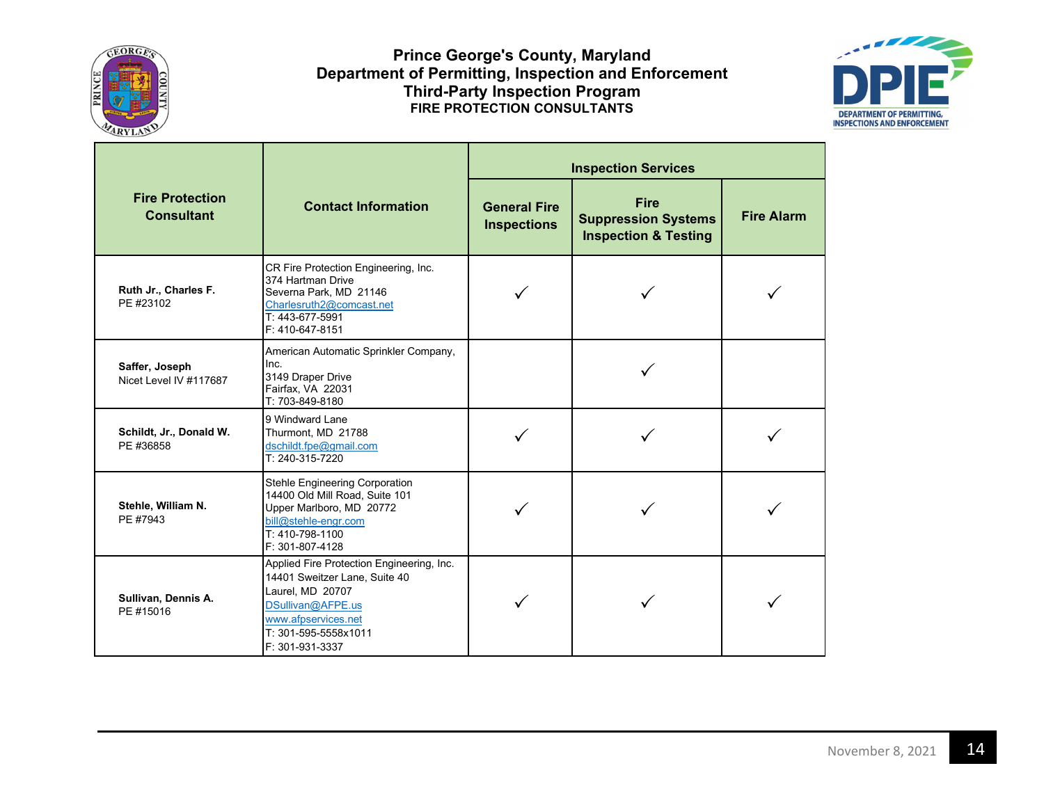# Prince George's County, Maryland
## Department of Permitting, Inspection and Enforcement
## Third-Party Inspection Program
### FIRE PROTECTION CONSULTANTS

| Fire Protection Consultant | Contact Information | Inspection Services | | |
|---|---|---|---|---|
| | | General Fire Inspections | Fire Suppression Systems Inspection & Testing | Fire Alarm |
| **Ruth Jr., Charles F.**<br>PE #23102 | CR Fire Protection Engineering, Inc.<br>374 Hartman Drive<br>Severna Park, MD 21146<br>Charlesruth2@comcast.net<br>T: 443-677-5991<br>F: 410-647-8151 | ✓ | ✓ | ✓ |
| **Saffer, Joseph**<br>Nicet Level IV #117687 | American Automatic Sprinkler Company, Inc.<br>3149 Draper Drive<br>Fairfax, VA 22031<br>T: 703-849-8180 | | ✓ | |
| **Schildt, Jr., Donald W.**<br>PE #36858 | 9 Windward Lane<br>Thurmont, MD 21788<br>dschildt.fpe@gmail.com<br>T: 240-315-7220 | ✓ | ✓ | ✓ |
| **Stehle, William N.**<br>PE #7943 | Stehle Engineering Corporation<br>14400 Old Mill Road, Suite 101<br>Upper Marlboro, MD 20772<br>bill@stehle-engr.com<br>T: 410-798-1100<br>F: 301-807-4128 | ✓ | ✓ | ✓ |
| **Sullivan, Dennis A.**<br>PE #15016 | Applied Fire Protection Engineering, Inc.<br>14401 Sweitzer Lane, Suite 40<br>Laurel, MD 20707<br>DSullivan@AFPE.us<br>www.afpservices.net<br>T: 301-595-5558x1011<br>F: 301-931-3337 | ✓ | ✓ | ✓ |

November 8, 2021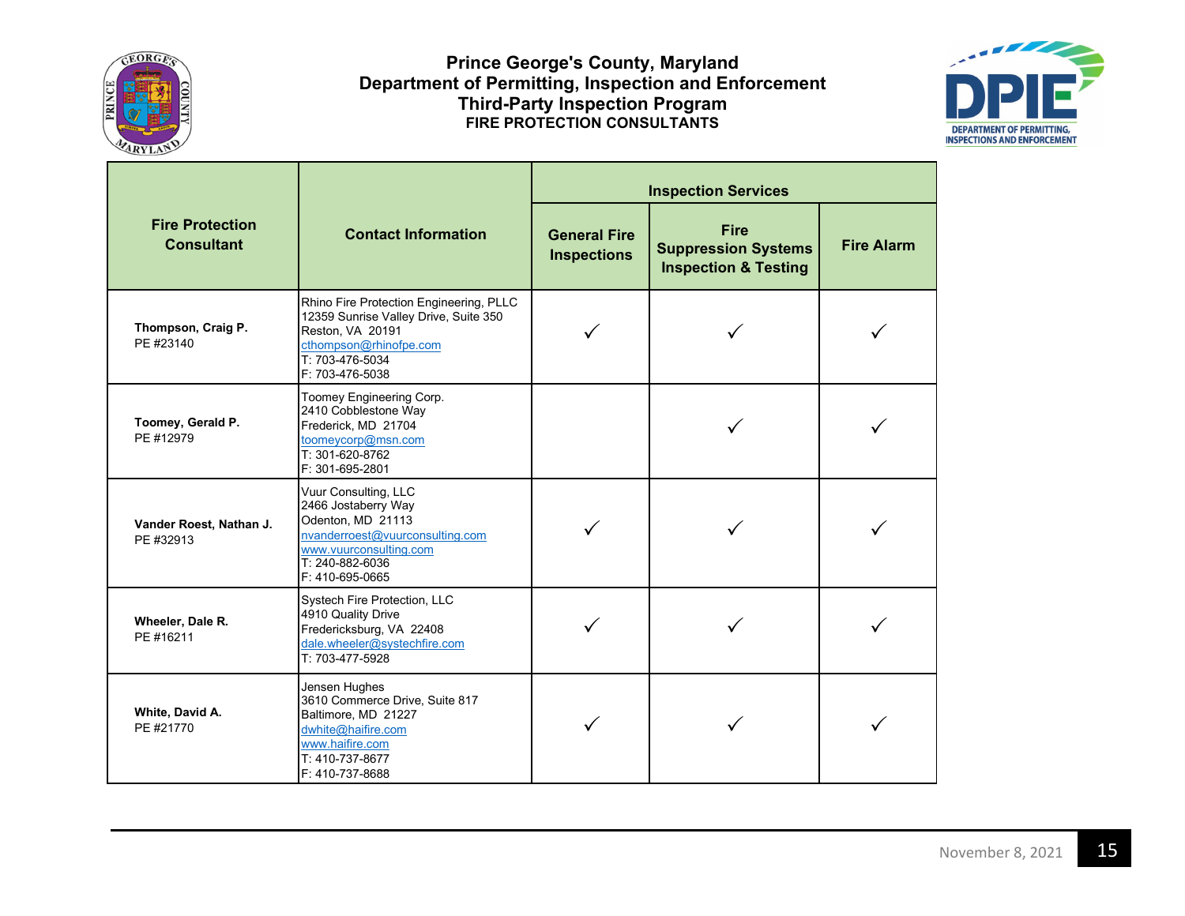# Prince George's County, Maryland
## Department of Permitting, Inspection and Enforcement
## Third-Party Inspection Program
### FIRE PROTECTION CONSULTANTS

| Fire Protection Consultant | Contact Information | Inspection Services | | |
|---|---|---|---|---|
| | | General Fire Inspections | Fire Suppression Systems Inspection & Testing | Fire Alarm |
| **Thompson, Craig P.**<br>PE #23140 | Rhino Fire Protection Engineering, PLLC<br>12359 Sunrise Valley Drive, Suite 350<br>Reston, VA 20191<br>cthompson@rhinofpe.com<br>T: 703-476-5034<br>F: 703-476-5038 | ✓ | ✓ | ✓ |
| **Toomey, Gerald P.**<br>PE #12979 | Toomey Engineering Corp.<br>2410 Cobblestone Way<br>Frederick, MD 21704<br>toomeycorp@msn.com<br>T: 301-620-8762<br>F: 301-695-2801 | | ✓ | ✓ |
| **Vander Roest, Nathan J.**<br>PE #32913 | Vuur Consulting, LLC<br>2466 Jostaberry Way<br>Odenton, MD 21113<br>nvanderroest@vuurconsulting.com<br>www.vuurconsulting.com<br>T: 240-882-6036<br>F: 410-695-0665 | ✓ | ✓ | ✓ |
| **Wheeler, Dale R.**<br>PE #16211 | Systech Fire Protection, LLC<br>4910 Quality Drive<br>Fredericksburg, VA 22408<br>dale.wheeler@systechfire.com<br>T: 703-477-5928 | ✓ | ✓ | ✓ |
| **White, David A.**<br>PE #21770 | Jensen Hughes<br>3610 Commerce Drive, Suite 817<br>Baltimore, MD 21227<br>dwhite@haifire.com<br>www.haifire.com<br>T: 410-737-8677<br>F: 410-737-8688 | ✓ | ✓ | ✓ |

November 8, 2021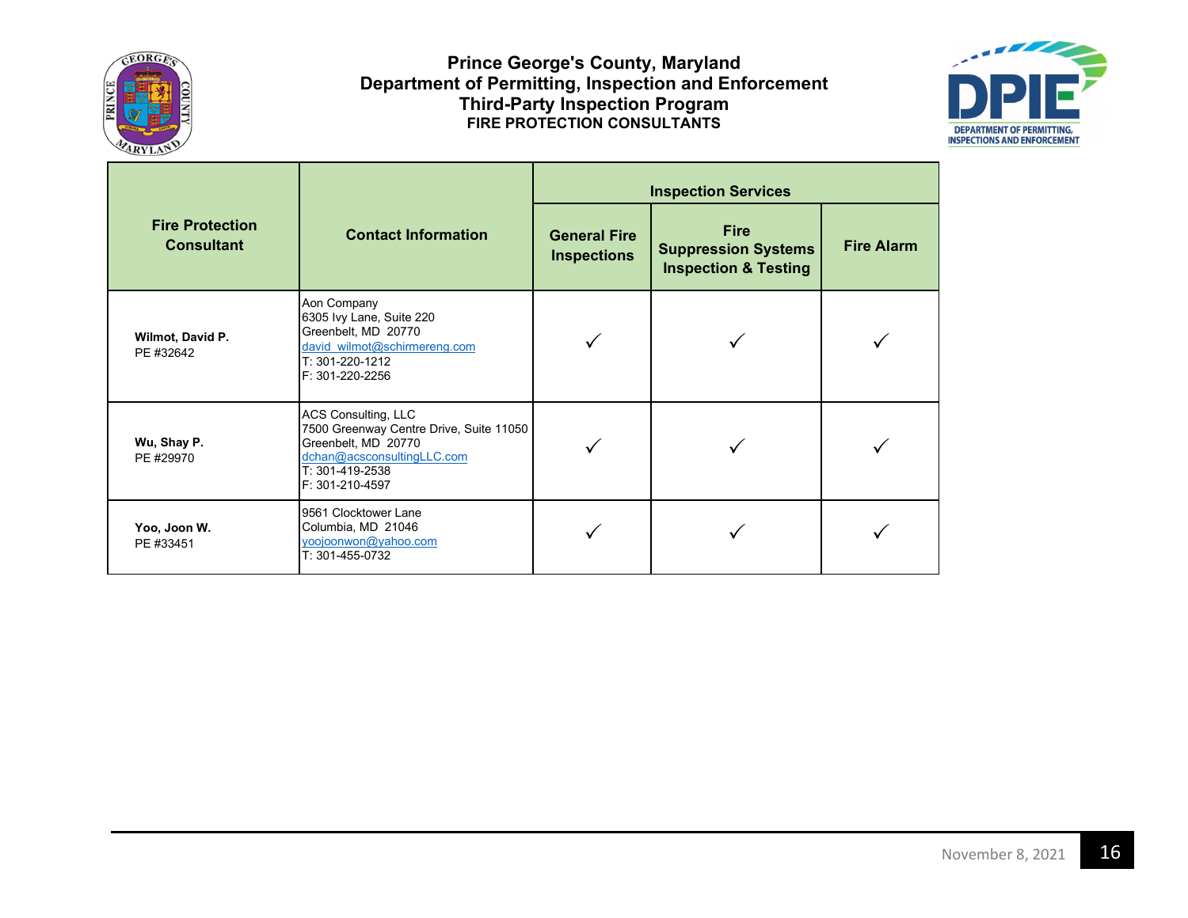# Prince George's County, Maryland
## Department of Permitting, Inspection and Enforcement
## Third-Party Inspection Program
### FIRE PROTECTION CONSULTANTS

| Fire Protection Consultant | Contact Information | Inspection Services | | |
|---|---|---|---|---|
| | | General Fire Inspections | Fire Suppression Systems Inspection & Testing | Fire Alarm |
| **Wilmot, David P.**<br>PE #32642 | Aon Company<br>6305 Ivy Lane, Suite 220<br>Greenbelt, MD 20770<br>david_wilmot@schirmereng.com<br>T: 301-220-1212<br>F: 301-220-2256 | ✓ | ✓ | ✓ |
| **Wu, Shay P.**<br>PE #29970 | ACS Consulting, LLC<br>7500 Greenway Centre Drive, Suite 11050<br>Greenbelt, MD 20770<br>dchan@acsconsultingLLC.com<br>T: 301-419-2538<br>F: 301-210-4597 | ✓ | ✓ | ✓ |
| **Yoo, Joon W.**<br>PE #33451 | 9561 Clocktower Lane<br>Columbia, MD 21046<br>yoojoonwon@yahoo.com<br>T: 301-455-0732 | ✓ | ✓ | ✓ |

November 8, 2021